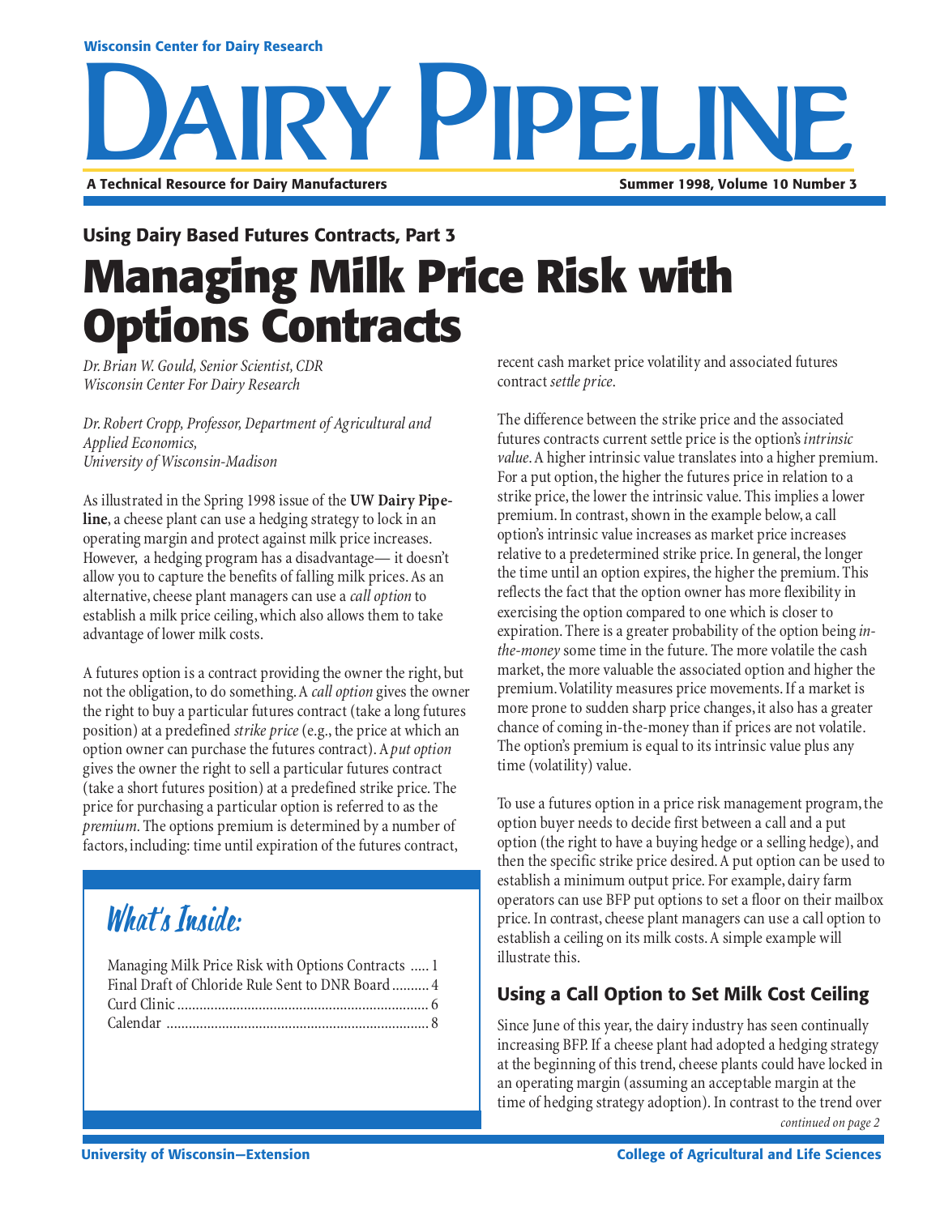Wisconsin Center for Dairy Research

# Dairy Pipeline

A Technical Resource for Dairy Manufacturers

Summer 1998, Volume 10 Number 3

### Using Dairy Based Futures Contracts, Part 3

# Managing Milk Price Risk with Options Contracts

*Dr. Brian W. Gould, Senior Scientist, CDR*
*Wisconsin Center For Dairy Research*

*Dr. Robert Cropp, Professor, Department of Agricultural and Applied Economics,*
*University of Wisconsin-Madison*

As illustrated in the Spring 1998 issue of the **UW Dairy Pipeline**, a cheese plant can use a hedging strategy to lock in an operating margin and protect against milk price increases. However, a hedging program has a disadvantage— it doesn't allow you to capture the benefits of falling milk prices. As an alternative, cheese plant managers can use a *call option* to establish a milk price ceiling, which also allows them to take advantage of lower milk costs.

A futures option is a contract providing the owner the right, but not the obligation, to do something. A *call option* gives the owner the right to buy a particular futures contract (take a long futures position) at a predefined *strike price* (e.g., the price at which an option owner can purchase the futures contract). A *put option* gives the owner the right to sell a particular futures contract (take a short futures position) at a predefined strike price. The price for purchasing a particular option is referred to as the *premium*. The options premium is determined by a number of factors, including: time until expiration of the futures contract, recent cash market price volatility and associated futures contract *settle price*.

The difference between the strike price and the associated futures contracts current settle price is the option's *intrinsic value*. A higher intrinsic value translates into a higher premium. For a put option, the higher the futures price in relation to a strike price, the lower the intrinsic value. This implies a lower premium. In contrast, shown in the example below, a call option's intrinsic value increases as market price increases relative to a predetermined strike price. In general, the longer the time until an option expires, the higher the premium. This reflects the fact that the option owner has more flexibility in exercising the option compared to one which is closer to expiration. There is a greater probability of the option being *in-the-money* some time in the future. The more volatile the cash market, the more valuable the associated option and higher the premium. Volatility measures price movements. If a market is more prone to sudden sharp price changes, it also has a greater chance of coming in-the-money than if prices are not volatile. The option's premium is equal to its intrinsic value plus any time (volatility) value.

To use a futures option in a price risk management program, the option buyer needs to decide first between a call and a put option (the right to have a buying hedge or a selling hedge), and then the specific strike price desired. A put option can be used to establish a minimum output price. For example, dairy farm operators can use BFP put options to set a floor on their mailbox price. In contrast, cheese plant managers can use a call option to establish a ceiling on its milk costs. A simple example will illustrate this.

## Using a Call Option to Set Milk Cost Ceiling

Since June of this year, the dairy industry has seen continually increasing BFP. If a cheese plant had adopted a hedging strategy at the beginning of this trend, cheese plants could have locked in an operating margin (assuming an acceptable margin at the time of hedging strategy adoption). In contrast to the trend over

*continued on page 2*

## What's Inside:

- Managing Milk Price Risk with Options Contracts ..... 1
- Final Draft of Chloride Rule Sent to DNR Board .......... 4
- Curd Clinic .................................................................... 6
- Calendar ....................................................................... 8

University of Wisconsin—Extension

College of Agricultural and Life Sciences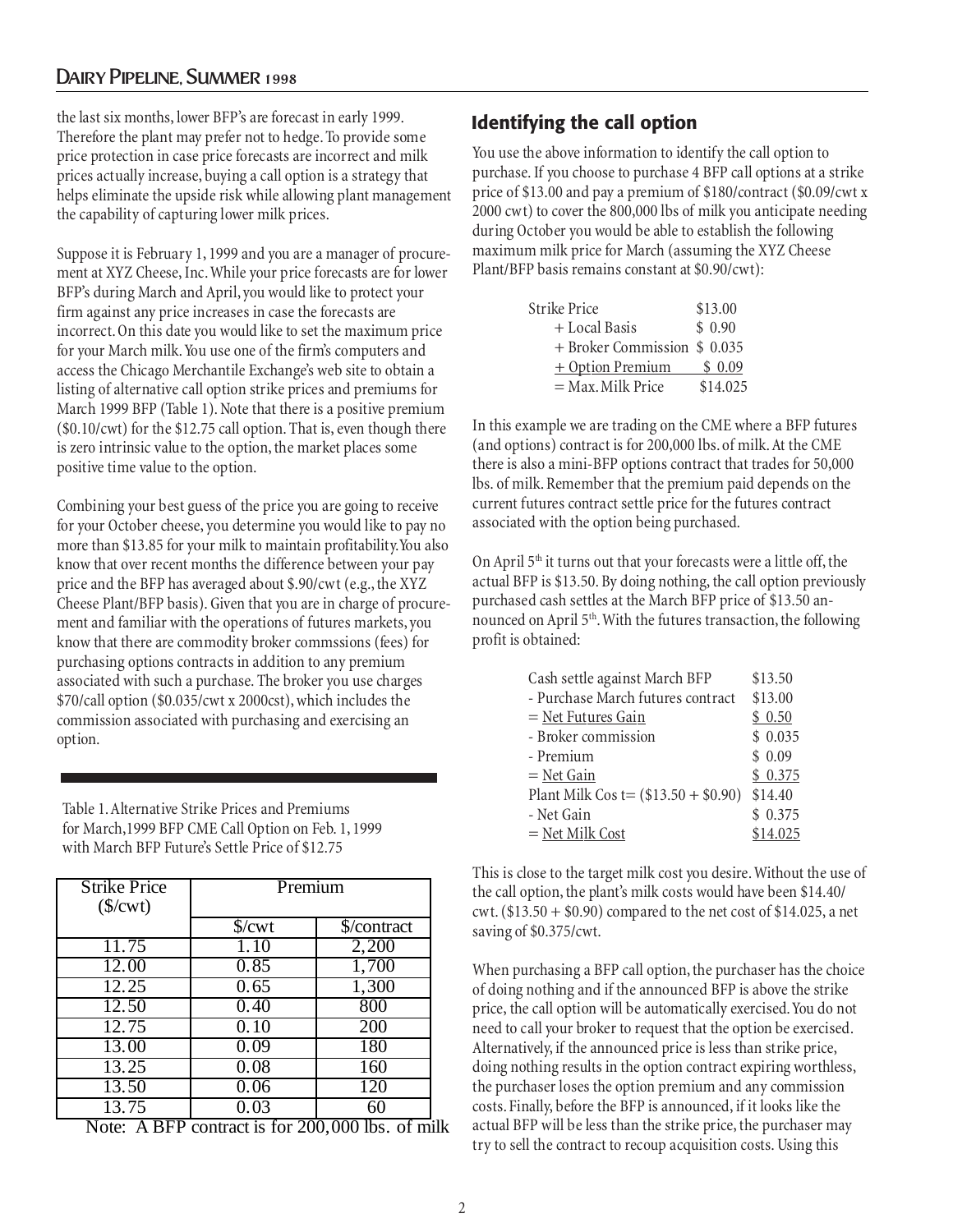the last six months, lower BFP's are forecast in early 1999. Therefore the plant may prefer not to hedge. To provide some price protection in case price forecasts are incorrect and milk prices actually increase, buying a call option is a strategy that helps eliminate the upside risk while allowing plant management the capability of capturing lower milk prices.

Suppose it is February 1, 1999 and you are a manager of procurement at XYZ Cheese, Inc. While your price forecasts are for lower BFP's during March and April, you would like to protect your firm against any price increases in case the forecasts are incorrect. On this date you would like to set the maximum price for your March milk. You use one of the firm's computers and access the Chicago Merchantile Exchange's web site to obtain a listing of alternative call option strike prices and premiums for March 1999 BFP (Table 1). Note that there is a positive premium ($0.10/cwt) for the $12.75 call option. That is, even though there is zero intrinsic value to the option, the market places some positive time value to the option.

Combining your best guess of the price you are going to receive for your October cheese, you determine you would like to pay no more than $13.85 for your milk to maintain profitability. You also know that over recent months the difference between your pay price and the BFP has averaged about $.90/cwt (e.g., the XYZ Cheese Plant/BFP basis). Given that you are in charge of procurement and familiar with the operations of futures markets, you know that there are commodity broker commssions (fees) for purchasing options contracts in addition to any premium associated with such a purchase. The broker you use charges $70/call option ($0.035/cwt x 2000cst), which includes the commission associated with purchasing and exercising an option.

Table 1. Alternative Strike Prices and Premiums for March,1999 BFP CME Call Option on Feb. 1, 1999 with March BFP Future's Settle Price of $12.75

| Strike Price ($/cwt) | Premium | |
|---|---|---|
| | $/cwt | $/contract |
| 11.75 | 1.10 | 2,200 |
| 12.00 | 0.85 | 1,700 |
| 12.25 | 0.65 | 1,300 |
| 12.50 | 0.40 | 800 |
| 12.75 | 0.10 | 200 |
| 13.00 | 0.09 | 180 |
| 13.25 | 0.08 | 160 |
| 13.50 | 0.06 | 120 |
| 13.75 | 0.03 | 60 |

Note: A BFP contract is for 200,000 lbs. of milk

## Identifying the call option

You use the above information to identify the call option to purchase. If you choose to purchase 4 BFP call options at a strike price of $13.00 and pay a premium of $180/contract ($0.09/cwt x 2000 cwt) to cover the 800,000 lbs of milk you anticipate needing during October you would be able to establish the following maximum milk price for March (assuming the XYZ Cheese Plant/BFP basis remains constant at $0.90/cwt):

| | |
|---|---|
| Strike Price | $13.00 |
| + Local Basis | $ 0.90 |
| + Broker Commission | $ 0.035 |
| + Option Premium | $ 0.09 |
| = Max. Milk Price | $14.025 |

In this example we are trading on the CME where a BFP futures (and options) contract is for 200,000 lbs. of milk. At the CME there is also a mini-BFP options contract that trades for 50,000 lbs. of milk. Remember that the premium paid depends on the current futures contract settle price for the futures contract associated with the option being purchased.

On April 5th it turns out that your forecasts were a little off, the actual BFP is $13.50. By doing nothing, the call option previously purchased cash settles at the March BFP price of $13.50 announced on April 5th. With the futures transaction, the following profit is obtained:

| | |
|---|---|
| Cash settle against March BFP | $13.50 |
| - Purchase March futures contract | $13.00 |
| = Net Futures Gain | $ 0.50 |
| - Broker commission | $ 0.035 |
| - Premium | $ 0.09 |
| = Net Gain | $ 0.375 |
| Plant Milk Cost= ($13.50 + $0.90) | $14.40 |
| - Net Gain | $ 0.375 |
| = Net Milk Cost | $14.025 |

This is close to the target milk cost you desire. Without the use of the call option, the plant's milk costs would have been $14.40/cwt. ($13.50 + $0.90) compared to the net cost of $14.025, a net saving of $0.375/cwt.

When purchasing a BFP call option, the purchaser has the choice of doing nothing and if the announced BFP is above the strike price, the call option will be automatically exercised. You do not need to call your broker to request that the option be exercised. Alternatively, if the announced price is less than strike price, doing nothing results in the option contract expiring worthless, the purchaser loses the option premium and any commission costs. Finally, before the BFP is announced, if it looks like the actual BFP will be less than the strike price, the purchaser may try to sell the contract to recoup acquisition costs. Using this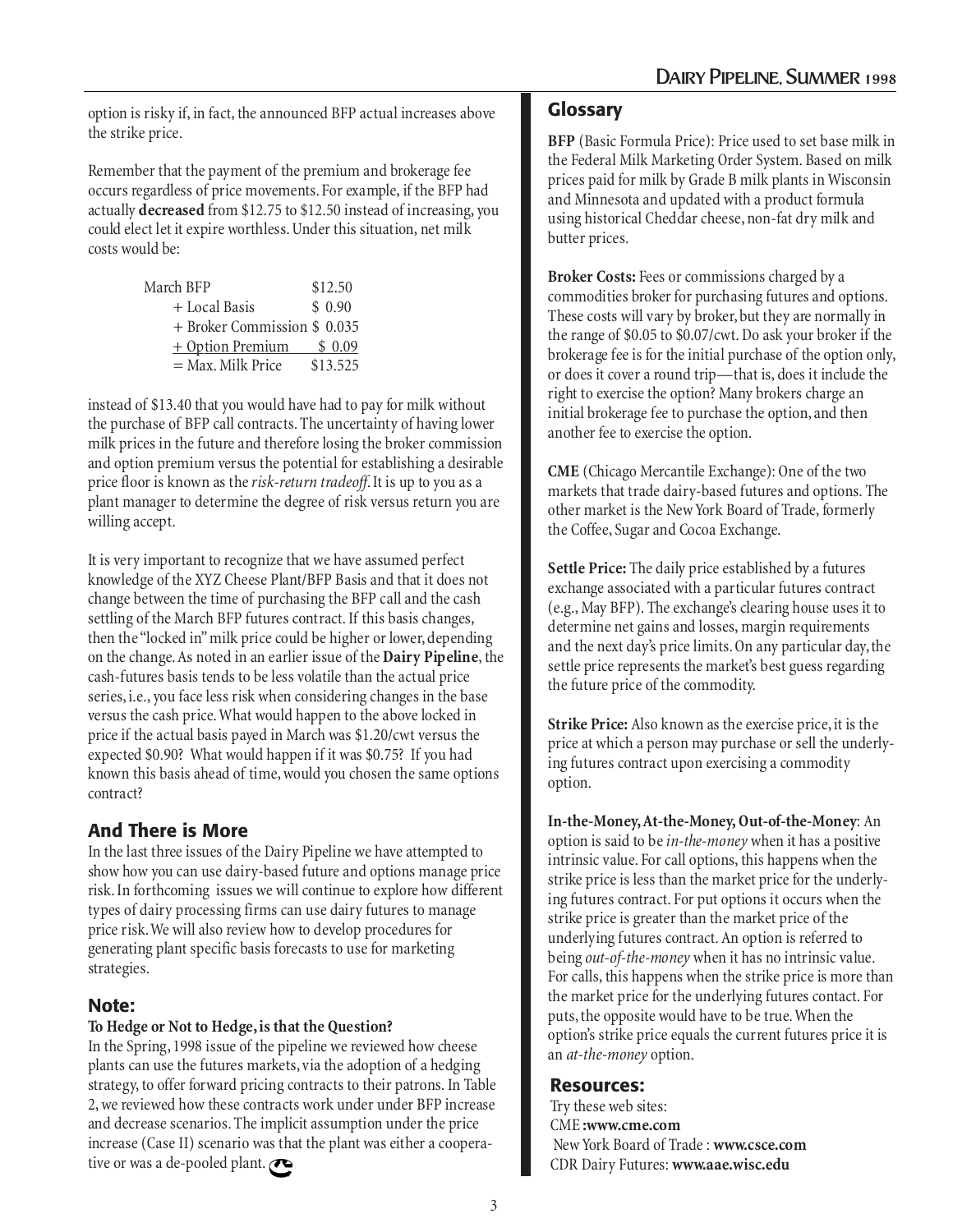option is risky if, in fact, the announced BFP actual increases above the strike price.

Remember that the payment of the premium and brokerage fee occurs regardless of price movements. For example, if the BFP had actually **decreased** from $12.75 to $12.50 instead of increasing, you could elect let it expire worthless. Under this situation, net milk costs would be:

| | |
|---|---|
| March BFP | $12.50 |
| + Local Basis | $ 0.90 |
| + Broker Commission | $ 0.035 |
| + Option Premium | $ 0.09 |
| = Max. Milk Price | $13.525 |

instead of $13.40 that you would have had to pay for milk without the purchase of BFP call contracts. The uncertainty of having lower milk prices in the future and therefore losing the broker commission and option premium versus the potential for establishing a desirable price floor is known as the *risk-return tradeoff*. It is up to you as a plant manager to determine the degree of risk versus return you are willing accept.

It is very important to recognize that we have assumed perfect knowledge of the XYZ Cheese Plant/BFP Basis and that it does not change between the time of purchasing the BFP call and the cash settling of the March BFP futures contract. If this basis changes, then the "locked in" milk price could be higher or lower, depending on the change. As noted in an earlier issue of the **Dairy Pipeline**, the cash-futures basis tends to be less volatile than the actual price series, i.e., you face less risk when considering changes in the base versus the cash price. What would happen to the above locked in price if the actual basis payed in March was $1.20/cwt versus the expected $0.90? What would happen if it was $0.75? If you had known this basis ahead of time, would you chosen the same options contract?

## And There is More

In the last three issues of the Dairy Pipeline we have attempted to show how you can use dairy-based future and options manage price risk. In forthcoming issues we will continue to explore how different types of dairy processing firms can use dairy futures to manage price risk. We will also review how to develop procedures for generating plant specific basis forecasts to use for marketing strategies.

## Note:

**To Hedge or Not to Hedge, is that the Question?**

In the Spring, 1998 issue of the pipeline we reviewed how cheese plants can use the futures markets, via the adoption of a hedging strategy, to offer forward pricing contracts to their patrons. In Table 2, we reviewed how these contracts work under under BFP increase and decrease scenarios. The implicit assumption under the price increase (Case II) scenario was that the plant was either a cooperative or was a de-pooled plant.

## Glossary

**BFP** (Basic Formula Price): Price used to set base milk in the Federal Milk Marketing Order System. Based on milk prices paid for milk by Grade B milk plants in Wisconsin and Minnesota and updated with a product formula using historical Cheddar cheese, non-fat dry milk and butter prices.

**Broker Costs:** Fees or commissions charged by a commodities broker for purchasing futures and options. These costs will vary by broker, but they are normally in the range of $0.05 to $0.07/cwt. Do ask your broker if the brokerage fee is for the initial purchase of the option only, or does it cover a round trip—that is, does it include the right to exercise the option? Many brokers charge an initial brokerage fee to purchase the option, and then another fee to exercise the option.

**CME** (Chicago Mercantile Exchange): One of the two markets that trade dairy-based futures and options. The other market is the New York Board of Trade, formerly the Coffee, Sugar and Cocoa Exchange.

**Settle Price:** The daily price established by a futures exchange associated with a particular futures contract (e.g., May BFP). The exchange's clearing house uses it to determine net gains and losses, margin requirements and the next day's price limits. On any particular day, the settle price represents the market's best guess regarding the future price of the commodity.

**Strike Price:** Also known as the exercise price, it is the price at which a person may purchase or sell the underlying futures contract upon exercising a commodity option.

**In-the-Money, At-the-Money, Out-of-the-Money**: An option is said to be *in-the-money* when it has a positive intrinsic value. For call options, this happens when the strike price is less than the market price for the underlying futures contract. For put options it occurs when the strike price is greater than the market price of the underlying futures contract. An option is referred to being *out-of-the-money* when it has no intrinsic value. For calls, this happens when the strike price is more than the market price for the underlying futures contact. For puts, the opposite would have to be true. When the option's strike price equals the current futures price it is an *at-the-money* option.

## Resources:

Try these web sites:
CME **:www.cme.com**
New York Board of Trade : **www.csce.com**
CDR Dairy Futures: **www.aae.wisc.edu**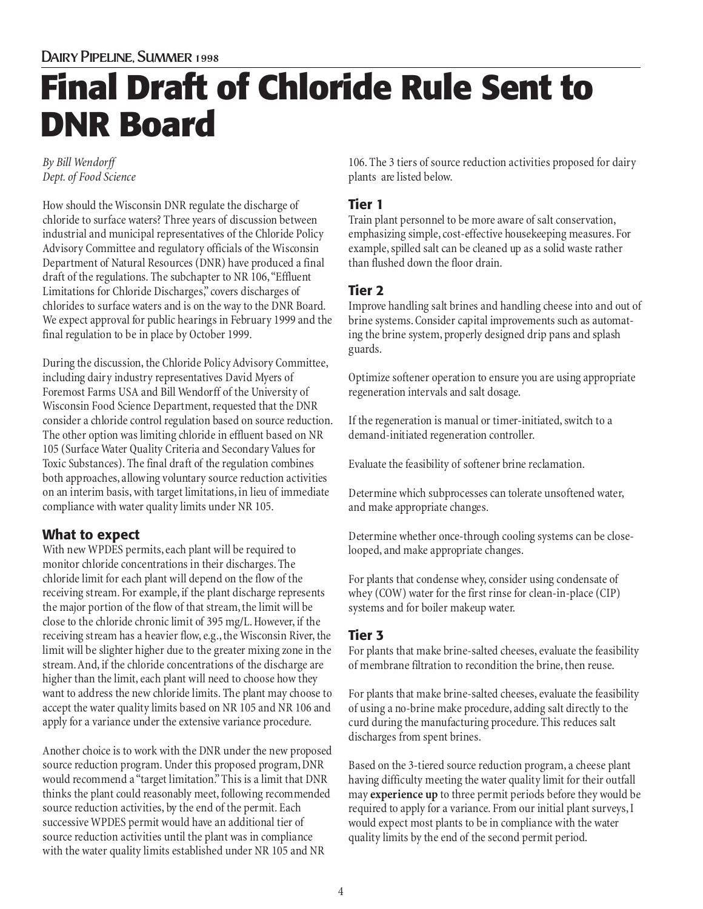# Final Draft of Chloride Rule Sent to DNR Board

*By Bill Wendorff*
*Dept. of Food Science*

How should the Wisconsin DNR regulate the discharge of chloride to surface waters? Three years of discussion between industrial and municipal representatives of the Chloride Policy Advisory Committee and regulatory officials of the Wisconsin Department of Natural Resources (DNR) have produced a final draft of the regulations. The subchapter to NR 106, "Effluent Limitations for Chloride Discharges," covers discharges of chlorides to surface waters and is on the way to the DNR Board. We expect approval for public hearings in February 1999 and the final regulation to be in place by October 1999.

During the discussion, the Chloride Policy Advisory Committee, including dairy industry representatives David Myers of Foremost Farms USA and Bill Wendorff of the University of Wisconsin Food Science Department, requested that the DNR consider a chloride control regulation based on source reduction. The other option was limiting chloride in effluent based on NR 105 (Surface Water Quality Criteria and Secondary Values for Toxic Substances). The final draft of the regulation combines both approaches, allowing voluntary source reduction activities on an interim basis, with target limitations, in lieu of immediate compliance with water quality limits under NR 105.

## What to expect

With new WPDES permits, each plant will be required to monitor chloride concentrations in their discharges. The chloride limit for each plant will depend on the flow of the receiving stream. For example, if the plant discharge represents the major portion of the flow of that stream, the limit will be close to the chloride chronic limit of 395 mg/L. However, if the receiving stream has a heavier flow, e.g., the Wisconsin River, the limit will be slighter higher due to the greater mixing zone in the stream. And, if the chloride concentrations of the discharge are higher than the limit, each plant will need to choose how they want to address the new chloride limits. The plant may choose to accept the water quality limits based on NR 105 and NR 106 and apply for a variance under the extensive variance procedure.

Another choice is to work with the DNR under the new proposed source reduction program. Under this proposed program, DNR would recommend a "target limitation." This is a limit that DNR thinks the plant could reasonably meet, following recommended source reduction activities, by the end of the permit. Each successive WPDES permit would have an additional tier of source reduction activities until the plant was in compliance with the water quality limits established under NR 105 and NR 106. The 3 tiers of source reduction activities proposed for dairy plants are listed below.

## Tier 1

Train plant personnel to be more aware of salt conservation, emphasizing simple, cost-effective housekeeping measures. For example, spilled salt can be cleaned up as a solid waste rather than flushed down the floor drain.

## Tier 2

Improve handling salt brines and handling cheese into and out of brine systems. Consider capital improvements such as automating the brine system, properly designed drip pans and splash guards.

Optimize softener operation to ensure you are using appropriate regeneration intervals and salt dosage.

If the regeneration is manual or timer-initiated, switch to a demand-initiated regeneration controller.

Evaluate the feasibility of softener brine reclamation.

Determine which subprocesses can tolerate unsoftened water, and make appropriate changes.

Determine whether once-through cooling systems can be close-looped, and make appropriate changes.

For plants that condense whey, consider using condensate of whey (COW) water for the first rinse for clean-in-place (CIP) systems and for boiler makeup water.

## Tier 3

For plants that make brine-salted cheeses, evaluate the feasibility of membrane filtration to recondition the brine, then reuse.

For plants that make brine-salted cheeses, evaluate the feasibility of using a no-brine make procedure, adding salt directly to the curd during the manufacturing procedure. This reduces salt discharges from spent brines.

Based on the 3-tiered source reduction program, a cheese plant having difficulty meeting the water quality limit for their outfall may **experience up** to three permit periods before they would be required to apply for a variance. From our initial plant surveys, I would expect most plants to be in compliance with the water quality limits by the end of the second permit period.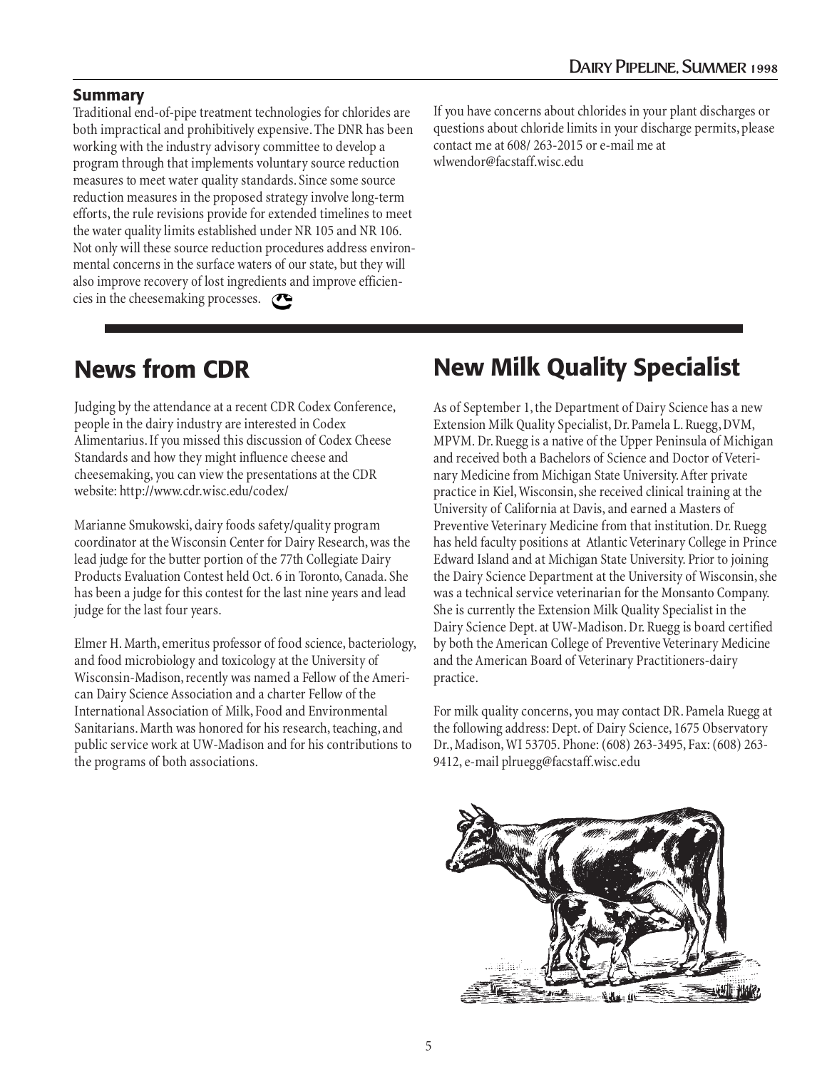## Summary

Traditional end-of-pipe treatment technologies for chlorides are both impractical and prohibitively expensive. The DNR has been working with the industry advisory committee to develop a program through that implements voluntary source reduction measures to meet water quality standards. Since some source reduction measures in the proposed strategy involve long-term efforts, the rule revisions provide for extended timelines to meet the water quality limits established under NR 105 and NR 106. Not only will these source reduction procedures address environmental concerns in the surface waters of our state, but they will also improve recovery of lost ingredients and improve efficiencies in the cheesemaking processes.

If you have concerns about chlorides in your plant discharges or questions about chloride limits in your discharge permits, please contact me at 608/ 263-2015 or e-mail me at wlwendor@facstaff.wisc.edu

# News from CDR

Judging by the attendance at a recent CDR Codex Conference, people in the dairy industry are interested in Codex Alimentarius. If you missed this discussion of Codex Cheese Standards and how they might influence cheese and cheesemaking, you can view the presentations at the CDR website: http://www.cdr.wisc.edu/codex/

Marianne Smukowski, dairy foods safety/quality program coordinator at the Wisconsin Center for Dairy Research, was the lead judge for the butter portion of the 77th Collegiate Dairy Products Evaluation Contest held Oct. 6 in Toronto, Canada. She has been a judge for this contest for the last nine years and lead judge for the last four years.

Elmer H. Marth, emeritus professor of food science, bacteriology, and food microbiology and toxicology at the University of Wisconsin-Madison, recently was named a Fellow of the American Dairy Science Association and a charter Fellow of the International Association of Milk, Food and Environmental Sanitarians. Marth was honored for his research, teaching, and public service work at UW-Madison and for his contributions to the programs of both associations.

# New Milk Quality Specialist

As of September 1, the Department of Dairy Science has a new Extension Milk Quality Specialist, Dr. Pamela L. Ruegg, DVM, MPVM. Dr. Ruegg is a native of the Upper Peninsula of Michigan and received both a Bachelors of Science and Doctor of Veterinary Medicine from Michigan State University. After private practice in Kiel, Wisconsin, she received clinical training at the University of California at Davis, and earned a Masters of Preventive Veterinary Medicine from that institution. Dr. Ruegg has held faculty positions at Atlantic Veterinary College in Prince Edward Island and at Michigan State University. Prior to joining the Dairy Science Department at the University of Wisconsin, she was a technical service veterinarian for the Monsanto Company. She is currently the Extension Milk Quality Specialist in the Dairy Science Dept. at UW-Madison. Dr. Ruegg is board certified by both the American College of Preventive Veterinary Medicine and the American Board of Veterinary Practitioners-dairy practice.

For milk quality concerns, you may contact DR. Pamela Ruegg at the following address: Dept. of Dairy Science, 1675 Observatory Dr., Madison, WI 53705. Phone: (608) 263-3495, Fax: (608) 263-9412, e-mail plruegg@facstaff.wisc.edu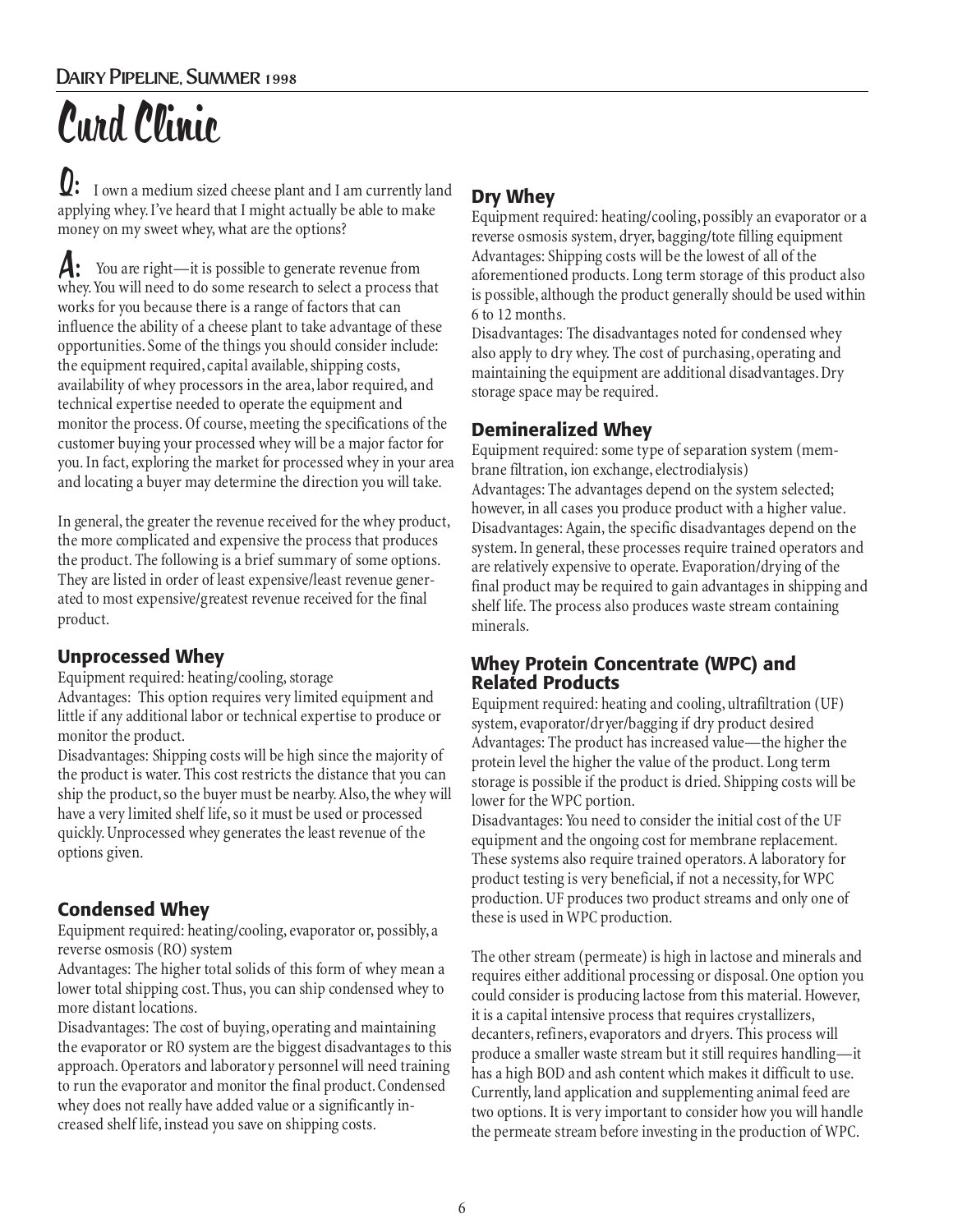# Curd Clinic

**Q:** I own a medium sized cheese plant and I am currently land applying whey. I've heard that I might actually be able to make money on my sweet whey, what are the options?

**A:** You are right—it is possible to generate revenue from whey. You will need to do some research to select a process that works for you because there is a range of factors that can influence the ability of a cheese plant to take advantage of these opportunities. Some of the things you should consider include: the equipment required, capital available, shipping costs, availability of whey processors in the area, labor required, and technical expertise needed to operate the equipment and monitor the process. Of course, meeting the specifications of the customer buying your processed whey will be a major factor for you. In fact, exploring the market for processed whey in your area and locating a buyer may determine the direction you will take.

In general, the greater the revenue received for the whey product, the more complicated and expensive the process that produces the product. The following is a brief summary of some options. They are listed in order of least expensive/least revenue generated to most expensive/greatest revenue received for the final product.

## Unprocessed Whey

Equipment required: heating/cooling, storage

Advantages: This option requires very limited equipment and little if any additional labor or technical expertise to produce or monitor the product.

Disadvantages: Shipping costs will be high since the majority of the product is water. This cost restricts the distance that you can ship the product, so the buyer must be nearby. Also, the whey will have a very limited shelf life, so it must be used or processed quickly. Unprocessed whey generates the least revenue of the options given.

## Condensed Whey

Equipment required: heating/cooling, evaporator or, possibly, a reverse osmosis (RO) system

Advantages: The higher total solids of this form of whey mean a lower total shipping cost. Thus, you can ship condensed whey to more distant locations.

Disadvantages: The cost of buying, operating and maintaining the evaporator or RO system are the biggest disadvantages to this approach. Operators and laboratory personnel will need training to run the evaporator and monitor the final product. Condensed whey does not really have added value or a significantly increased shelf life, instead you save on shipping costs.

## Dry Whey

Equipment required: heating/cooling, possibly an evaporator or a reverse osmosis system, dryer, bagging/tote filling equipment

Advantages: Shipping costs will be the lowest of all of the aforementioned products. Long term storage of this product also is possible, although the product generally should be used within 6 to 12 months.

Disadvantages: The disadvantages noted for condensed whey also apply to dry whey. The cost of purchasing, operating and maintaining the equipment are additional disadvantages. Dry storage space may be required.

## Demineralized Whey

Equipment required: some type of separation system (membrane filtration, ion exchange, electrodialysis)

Advantages: The advantages depend on the system selected; however, in all cases you produce product with a higher value.

Disadvantages: Again, the specific disadvantages depend on the system. In general, these processes require trained operators and are relatively expensive to operate. Evaporation/drying of the final product may be required to gain advantages in shipping and shelf life. The process also produces waste stream containing minerals.

## Whey Protein Concentrate (WPC) and Related Products

Equipment required: heating and cooling, ultrafiltration (UF) system, evaporator/dryer/bagging if dry product desired

Advantages: The product has increased value—the higher the protein level the higher the value of the product. Long term storage is possible if the product is dried. Shipping costs will be lower for the WPC portion.

Disadvantages: You need to consider the initial cost of the UF equipment and the ongoing cost for membrane replacement. These systems also require trained operators. A laboratory for product testing is very beneficial, if not a necessity, for WPC production. UF produces two product streams and only one of these is used in WPC production.

The other stream (permeate) is high in lactose and minerals and requires either additional processing or disposal. One option you could consider is producing lactose from this material. However, it is a capital intensive process that requires crystallizers, decanters, refiners, evaporators and dryers. This process will produce a smaller waste stream but it still requires handling—it has a high BOD and ash content which makes it difficult to use. Currently, land application and supplementing animal feed are two options. It is very important to consider how you will handle the permeate stream before investing in the production of WPC.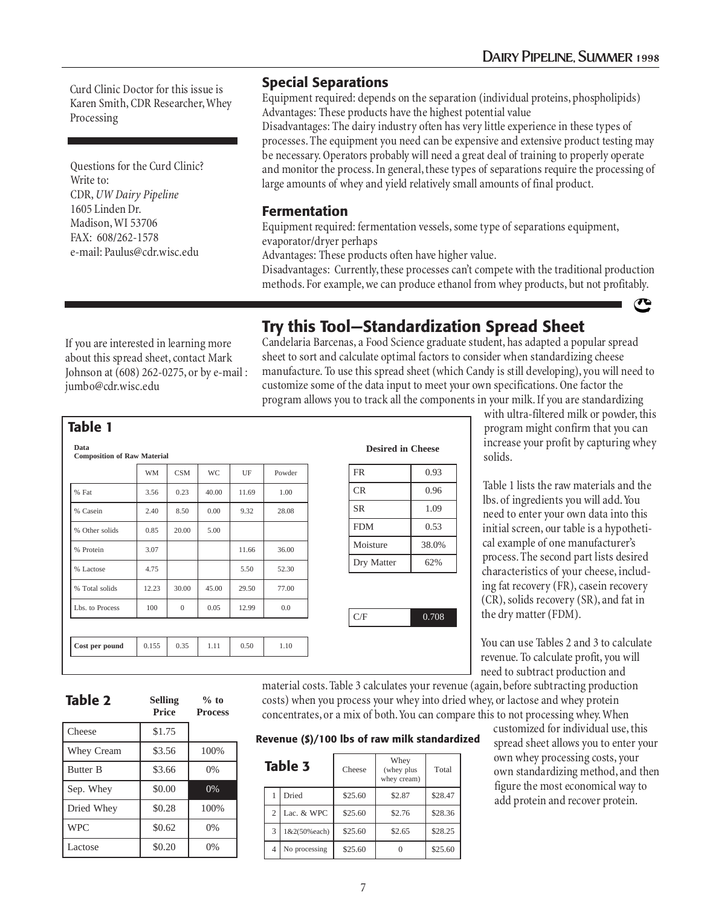Curd Clinic Doctor for this issue is Karen Smith, CDR Researcher, Whey Processing

Questions for the Curd Clinic?
Write to:
CDR, *UW Dairy Pipeline*
1605 Linden Dr.
Madison, WI 53706
FAX: 608/262-1578
e-mail: Paulus@cdr.wisc.edu

## Special Separations

Equipment required: depends on the separation (individual proteins, phospholipids)
Advantages: These products have the highest potential value
Disadvantages: The dairy industry often has very little experience in these types of processes. The equipment you need can be expensive and extensive product testing may be necessary. Operators probably will need a great deal of training to properly operate and monitor the process. In general, these types of separations require the processing of large amounts of whey and yield relatively small amounts of final product.

## Fermentation

Equipment required: fermentation vessels, some type of separations equipment, evaporator/dryer perhaps
Advantages: These products often have higher value.
Disadvantages: Currently, these processes can't compete with the traditional production methods. For example, we can produce ethanol from whey products, but not profitably.

# Try this Tool—Standardization Spread Sheet

If you are interested in learning more about this spread sheet, contact Mark Johnson at (608) 262-0275, or by e-mail : jumbo@cdr.wisc.edu

Candelaria Barcenas, a Food Science graduate student, has adapted a popular spread sheet to sort and calculate optimal factors to consider when standardizing cheese manufacture. To use this spread sheet (which Candy is still developing), you will need to customize some of the data input to meet your own specifications. One factor the program allows you to track all the components in your milk. If you are standardizing with ultra-filtered milk or powder, this program might confirm that you can increase your profit by capturing whey solids.

Table 1 lists the raw materials and the lbs. of ingredients you will add. You need to enter your own data into this initial screen, our table is a hypothetical example of one manufacturer's process. The second part lists desired characteristics of your cheese, including fat recovery (FR), casein recovery (CR), solids recovery (SR), and fat in the dry matter (FDM).

You can use Tables 2 and 3 to calculate revenue. To calculate profit, you will need to subtract production and material costs. Table 3 calculates your revenue (again, before subtracting production costs) when you process your whey into dried whey, or lactose and whey protein concentrates, or a mix of both. You can compare this to not processing whey. When customized for individual use, this spread sheet allows you to enter your own whey processing costs, your own standardizing method, and then figure the most economical way to add protein and recover protein.

### Table 1

**Data — Composition of Raw Material**

| | WM | CSM | WC | UF | Powder |
|---|---|---|---|---|---|
| % Fat | 3.56 | 0.23 | 40.00 | 11.69 | 1.00 |
| % Casein | 2.40 | 8.50 | 0.00 | 9.32 | 28.08 |
| % Other solids | 0.85 | 20.00 | 5.00 | | |
| % Protein | 3.07 | | | 11.66 | 36.00 |
| % Lactose | 4.75 | | | 5.50 | 52.30 |
| % Total solids | 12.23 | 30.00 | 45.00 | 29.50 | 77.00 |
| Lbs. to Process | 100 | 0 | 0.05 | 12.99 | 0.0 |
| Cost per pound | 0.155 | 0.35 | 1.11 | 0.50 | 1.10 |

**Desired in Cheese**

| | |
|---|---|
| FR | 0.93 |
| CR | 0.96 |
| SR | 1.09 |
| FDM | 0.53 |
| Moisture | 38.0% |
| Dry Matter | 62% |
| C/F | 0.708 |

### Table 2

| | Selling Price | % to Process |
|---|---|---|
| Cheese | $1.75 | |
| Whey Cream | $3.56 | 100% |
| Butter B | $3.66 | 0% |
| Sep. Whey | $0.00 | 0% |
| Dried Whey | $0.28 | 100% |
| WPC | $0.62 | 0% |
| Lactose | $0.20 | 0% |

**Revenue ($)/100 lbs of raw milk standardized**

### Table 3

| | | Cheese | Whey (whey plus whey cream) | Total |
|---|---|---|---|---|
| 1 | Dried | $25.60 | $2.87 | $28.47 |
| 2 | Lac. & WPC | $25.60 | $2.76 | $28.36 |
| 3 | 1&2(50%each) | $25.60 | $2.65 | $28.25 |
| 4 | No processing | $25.60 | 0 | $25.60 |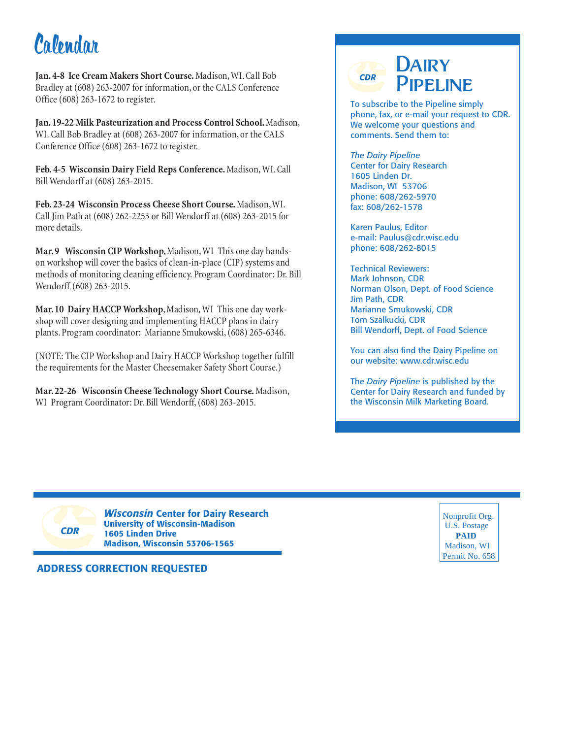# Calendar

**Jan. 4-8 Ice Cream Makers Short Course.** Madison, WI. Call Bob Bradley at (608) 263-2007 for information, or the CALS Conference Office (608) 263-1672 to register.

**Jan. 19-22 Milk Pasteurization and Process Control School.** Madison, WI. Call Bob Bradley at (608) 263-2007 for information, or the CALS Conference Office (608) 263-1672 to register.

**Feb. 4-5 Wisconsin Dairy Field Reps Conference.** Madison, WI. Call Bill Wendorff at (608) 263-2015.

**Feb. 23-24 Wisconsin Process Cheese Short Course.** Madison, WI. Call Jim Path at (608) 262-2253 or Bill Wendorff at (608) 263-2015 for more details.

**Mar. 9 Wisconsin CIP Workshop**, Madison, WI This one day hands-on workshop will cover the basics of clean-in-place (CIP) systems and methods of monitoring cleaning efficiency. Program Coordinator: Dr. Bill Wendorff (608) 263-2015.

**Mar. 10 Dairy HACCP Workshop**, Madison, WI This one day workshop will cover designing and implementing HACCP plans in dairy plants. Program coordinator: Marianne Smukowski, (608) 265-6346.

(NOTE: The CIP Workshop and Dairy HACCP Workshop together fulfill the requirements for the Master Cheesemaker Safety Short Course.)

**Mar. 22-26 Wisconsin Cheese Technology Short Course.** Madison, WI Program Coordinator: Dr. Bill Wendorff, (608) 263-2015.

## Dairy Pipeline

To subscribe to the Pipeline simply phone, fax, or e-mail your request to CDR. We welcome your questions and comments. Send them to:

*The Dairy Pipeline*
Center for Dairy Research
1605 Linden Dr.
Madison, WI 53706
phone: 608/262-5970
fax: 608/262-1578

Karen Paulus, Editor
e-mail: Paulus@cdr.wisc.edu
phone: 608/262-8015

Technical Reviewers:
Mark Johnson, CDR
Norman Olson, Dept. of Food Science
Jim Path, CDR
Marianne Smukowski, CDR
Tom Szalkucki, CDR
Bill Wendorff, Dept. of Food Science

You can also find the Dairy Pipeline on our website: www.cdr.wisc.edu

The *Dairy Pipeline* is published by the Center for Dairy Research and funded by the Wisconsin Milk Marketing Board.

**_Wisconsin_ Center for Dairy Research**
**University of Wisconsin-Madison**
**1605 Linden Drive**
**Madison, Wisconsin 53706-1565**

**ADDRESS CORRECTION REQUESTED**

Nonprofit Org.
U.S. Postage
**PAID**
Madison, WI
Permit No. 658